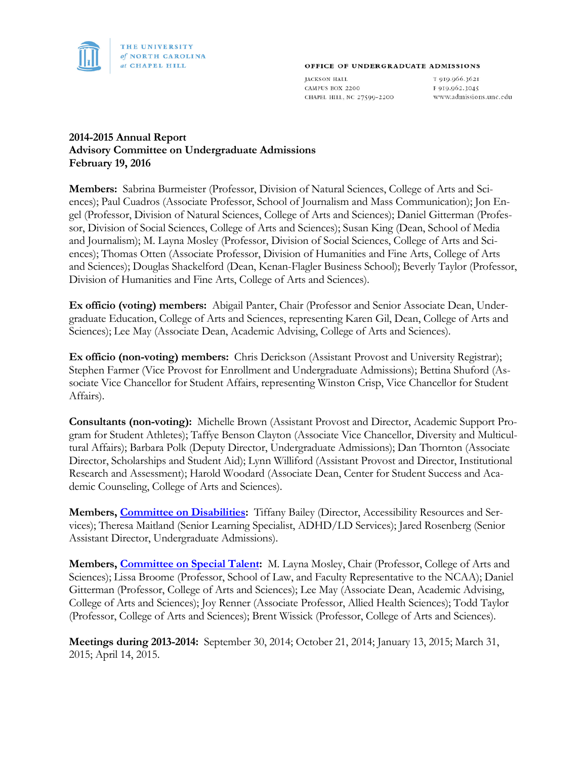THE UNIVERSITY *of* NORTH CAROLINA *at* CHAPEL HILL

OFFICE OF UNDERGRADUATE ADMISSIONS

JACKSON HALL
CAMPUS BOX 2200
CHAPEL HILL, NC 27599-2200

T 919.966.3621
F 919.962.3045
www.admissions.unc.edu

**2014-2015 Annual Report**
**Advisory Committee on Undergraduate Admissions**
**February 19, 2016**

**Members:** Sabrina Burmeister (Professor, Division of Natural Sciences, College of Arts and Sciences); Paul Cuadros (Associate Professor, School of Journalism and Mass Communication); Jon Engel (Professor, Division of Natural Sciences, College of Arts and Sciences); Daniel Gitterman (Professor, Division of Social Sciences, College of Arts and Sciences); Susan King (Dean, School of Media and Journalism); M. Layna Mosley (Professor, Division of Social Sciences, College of Arts and Sciences); Thomas Otten (Associate Professor, Division of Humanities and Fine Arts, College of Arts and Sciences); Douglas Shackelford (Dean, Kenan-Flagler Business School); Beverly Taylor (Professor, Division of Humanities and Fine Arts, College of Arts and Sciences).

**Ex officio (voting) members:** Abigail Panter, Chair (Professor and Senior Associate Dean, Undergraduate Education, College of Arts and Sciences, representing Karen Gil, Dean, College of Arts and Sciences); Lee May (Associate Dean, Academic Advising, College of Arts and Sciences).

**Ex officio (non-voting) members:** Chris Derickson (Assistant Provost and University Registrar); Stephen Farmer (Vice Provost for Enrollment and Undergraduate Admissions); Bettina Shuford (Associate Vice Chancellor for Student Affairs, representing Winston Crisp, Vice Chancellor for Student Affairs).

**Consultants (non-voting):** Michelle Brown (Assistant Provost and Director, Academic Support Program for Student Athletes); Taffye Benson Clayton (Associate Vice Chancellor, Diversity and Multicultural Affairs); Barbara Polk (Deputy Director, Undergraduate Admissions); Dan Thornton (Associate Director, Scholarships and Student Aid); Lynn Williford (Assistant Provost and Director, Institutional Research and Assessment); Harold Woodard (Associate Dean, Center for Student Success and Academic Counseling, College of Arts and Sciences).

**Members, Committee on Disabilities:** Tiffany Bailey (Director, Accessibility Resources and Services); Theresa Maitland (Senior Learning Specialist, ADHD/LD Services); Jared Rosenberg (Senior Assistant Director, Undergraduate Admissions).

**Members, Committee on Special Talent:** M. Layna Mosley, Chair (Professor, College of Arts and Sciences); Lissa Broome (Professor, School of Law, and Faculty Representative to the NCAA); Daniel Gitterman (Professor, College of Arts and Sciences); Lee May (Associate Dean, Academic Advising, College of Arts and Sciences); Joy Renner (Associate Professor, Allied Health Sciences); Todd Taylor (Professor, College of Arts and Sciences); Brent Wissick (Professor, College of Arts and Sciences).

**Meetings during 2013-2014:** September 30, 2014; October 21, 2014; January 13, 2015; March 31, 2015; April 14, 2015.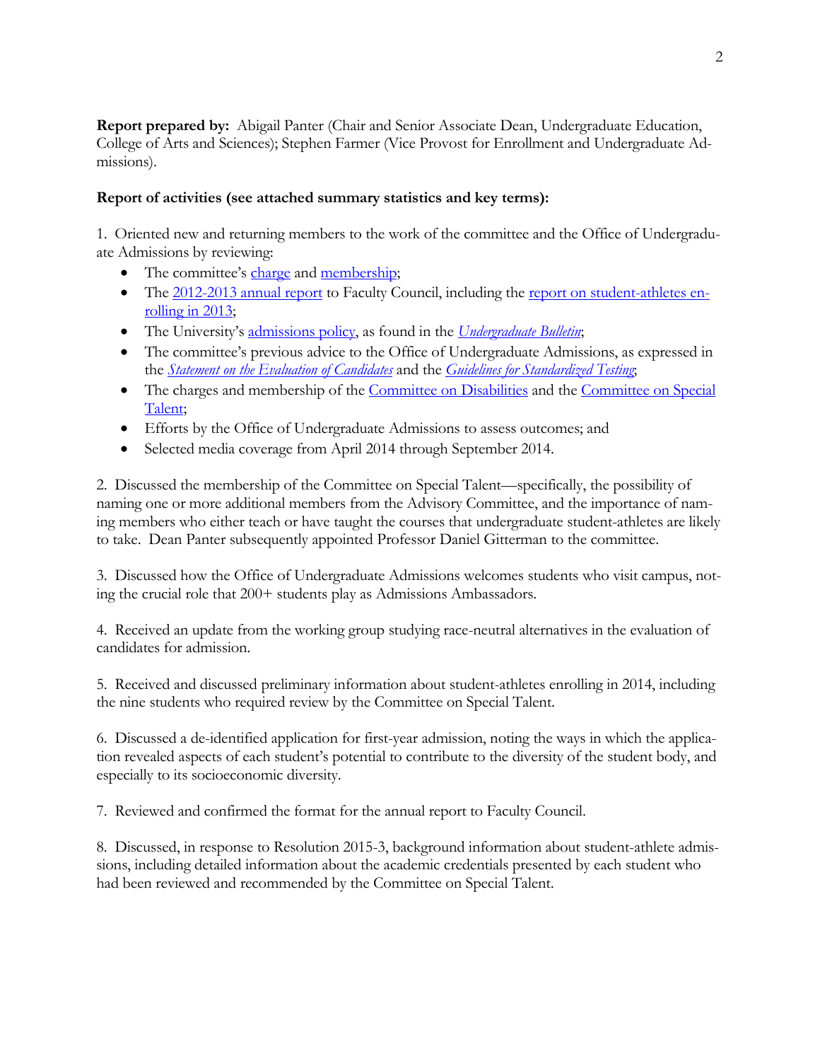**Report prepared by:** Abigail Panter (Chair and Senior Associate Dean, Undergraduate Education, College of Arts and Sciences); Stephen Farmer (Vice Provost for Enrollment and Undergraduate Admissions).

**Report of activities (see attached summary statistics and key terms):**

1. Oriented new and returning members to the work of the committee and the Office of Undergraduate Admissions by reviewing:

- The committee's charge and membership;
- The 2012-2013 annual report to Faculty Council, including the report on student-athletes enrolling in 2013;
- The University's admissions policy, as found in the *Undergraduate Bulletin*;
- The committee's previous advice to the Office of Undergraduate Admissions, as expressed in the *Statement on the Evaluation of Candidates* and the *Guidelines for Standardized Testing*;
- The charges and membership of the Committee on Disabilities and the Committee on Special Talent;
- Efforts by the Office of Undergraduate Admissions to assess outcomes; and
- Selected media coverage from April 2014 through September 2014.

2. Discussed the membership of the Committee on Special Talent—specifically, the possibility of naming one or more additional members from the Advisory Committee, and the importance of naming members who either teach or have taught the courses that undergraduate student-athletes are likely to take. Dean Panter subsequently appointed Professor Daniel Gitterman to the committee.

3. Discussed how the Office of Undergraduate Admissions welcomes students who visit campus, noting the crucial role that 200+ students play as Admissions Ambassadors.

4. Received an update from the working group studying race-neutral alternatives in the evaluation of candidates for admission.

5. Received and discussed preliminary information about student-athletes enrolling in 2014, including the nine students who required review by the Committee on Special Talent.

6. Discussed a de-identified application for first-year admission, noting the ways in which the application revealed aspects of each student's potential to contribute to the diversity of the student body, and especially to its socioeconomic diversity.

7. Reviewed and confirmed the format for the annual report to Faculty Council.

8. Discussed, in response to Resolution 2015-3, background information about student-athlete admissions, including detailed information about the academic credentials presented by each student who had been reviewed and recommended by the Committee on Special Talent.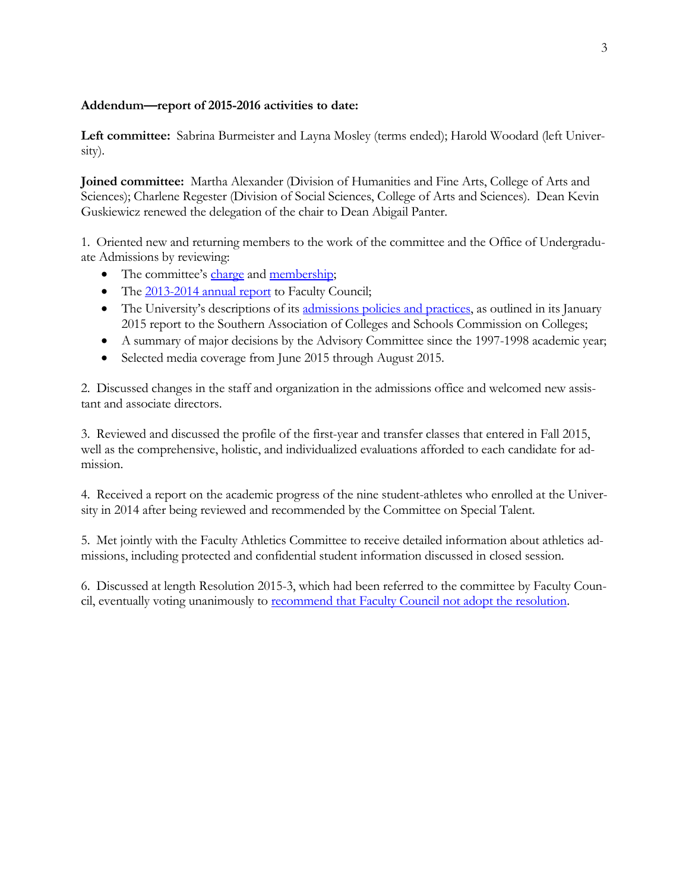**Addendum—report of 2015-2016 activities to date:**

**Left committee:** Sabrina Burmeister and Layna Mosley (terms ended); Harold Woodard (left University).

**Joined committee:** Martha Alexander (Division of Humanities and Fine Arts, College of Arts and Sciences); Charlene Regester (Division of Social Sciences, College of Arts and Sciences). Dean Kevin Guskiewicz renewed the delegation of the chair to Dean Abigail Panter.

1. Oriented new and returning members to the work of the committee and the Office of Undergraduate Admissions by reviewing:
   - The committee's charge and membership;
   - The 2013-2014 annual report to Faculty Council;
   - The University's descriptions of its admissions policies and practices, as outlined in its January 2015 report to the Southern Association of Colleges and Schools Commission on Colleges;
   - A summary of major decisions by the Advisory Committee since the 1997-1998 academic year;
   - Selected media coverage from June 2015 through August 2015.

2. Discussed changes in the staff and organization in the admissions office and welcomed new assistant and associate directors.

3. Reviewed and discussed the profile of the first-year and transfer classes that entered in Fall 2015, well as the comprehensive, holistic, and individualized evaluations afforded to each candidate for admission.

4. Received a report on the academic progress of the nine student-athletes who enrolled at the University in 2014 after being reviewed and recommended by the Committee on Special Talent.

5. Met jointly with the Faculty Athletics Committee to receive detailed information about athletics admissions, including protected and confidential student information discussed in closed session.

6. Discussed at length Resolution 2015-3, which had been referred to the committee by Faculty Council, eventually voting unanimously to recommend that Faculty Council not adopt the resolution.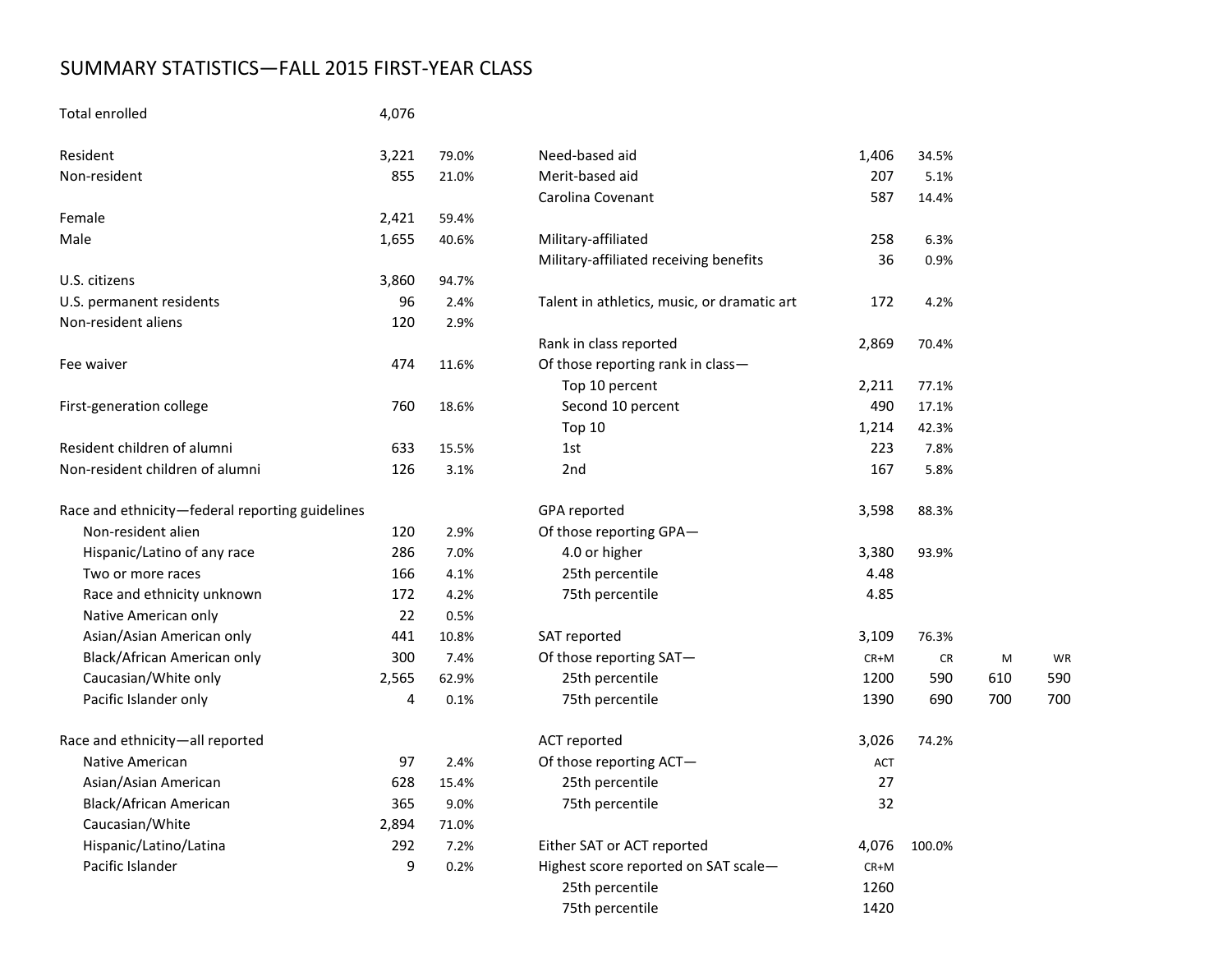# SUMMARY STATISTICS—FALL 2015 FIRST-YEAR CLASS

| | | |
|---|---|---|
| Total enrolled | 4,076 | |
| | | |
| Resident | 3,221 | 79.0% |
| Non-resident | 855 | 21.0% |
| | | |
| Female | 2,421 | 59.4% |
| Male | 1,655 | 40.6% |
| | | |
| U.S. citizens | 3,860 | 94.7% |
| U.S. permanent residents | 96 | 2.4% |
| Non-resident aliens | 120 | 2.9% |
| | | |
| Fee waiver | 474 | 11.6% |
| | | |
| First-generation college | 760 | 18.6% |
| | | |
| Resident children of alumni | 633 | 15.5% |
| Non-resident children of alumni | 126 | 3.1% |
| | | |
| **Race and ethnicity—federal reporting guidelines** | | |
| Non-resident alien | 120 | 2.9% |
| Hispanic/Latino of any race | 286 | 7.0% |
| Two or more races | 166 | 4.1% |
| Race and ethnicity unknown | 172 | 4.2% |
| Native American only | 22 | 0.5% |
| Asian/Asian American only | 441 | 10.8% |
| Black/African American only | 300 | 7.4% |
| Caucasian/White only | 2,565 | 62.9% |
| Pacific Islander only | 4 | 0.1% |
| | | |
| **Race and ethnicity—all reported** | | |
| Native American | 97 | 2.4% |
| Asian/Asian American | 628 | 15.4% |
| Black/African American | 365 | 9.0% |
| Caucasian/White | 2,894 | 71.0% |
| Hispanic/Latino/Latina | 292 | 7.2% |
| Pacific Islander | 9 | 0.2% |

| | | | | |
|---|---|---|---|---|
| Need-based aid | 1,406 | 34.5% | | |
| Merit-based aid | 207 | 5.1% | | |
| Carolina Covenant | 587 | 14.4% | | |
| | | | | |
| Military-affiliated | 258 | 6.3% | | |
| Military-affiliated receiving benefits | 36 | 0.9% | | |
| | | | | |
| Talent in athletics, music, or dramatic art | 172 | 4.2% | | |
| | | | | |
| Rank in class reported | 2,869 | 70.4% | | |
| Of those reporting rank in class— | | | | |
| Top 10 percent | 2,211 | 77.1% | | |
| Second 10 percent | 490 | 17.1% | | |
| Top 10 | 1,214 | 42.3% | | |
| 1st | 223 | 7.8% | | |
| 2nd | 167 | 5.8% | | |
| | | | | |
| GPA reported | 3,598 | 88.3% | | |
| Of those reporting GPA— | | | | |
| 4.0 or higher | 3,380 | 93.9% | | |
| 25th percentile | 4.48 | | | |
| 75th percentile | 4.85 | | | |
| | | | | |
| SAT reported | 3,109 | 76.3% | | |
| Of those reporting SAT— | CR+M | CR | M | WR |
| 25th percentile | 1200 | 590 | 610 | 590 |
| 75th percentile | 1390 | 690 | 700 | 700 |
| | | | | |
| ACT reported | 3,026 | 74.2% | | |
| Of those reporting ACT— | ACT | | | |
| 25th percentile | 27 | | | |
| 75th percentile | 32 | | | |
| | | | | |
| Either SAT or ACT reported | 4,076 | 100.0% | | |
| Highest score reported on SAT scale— | CR+M | | | |
| 25th percentile | 1260 | | | |
| 75th percentile | 1420 | | | |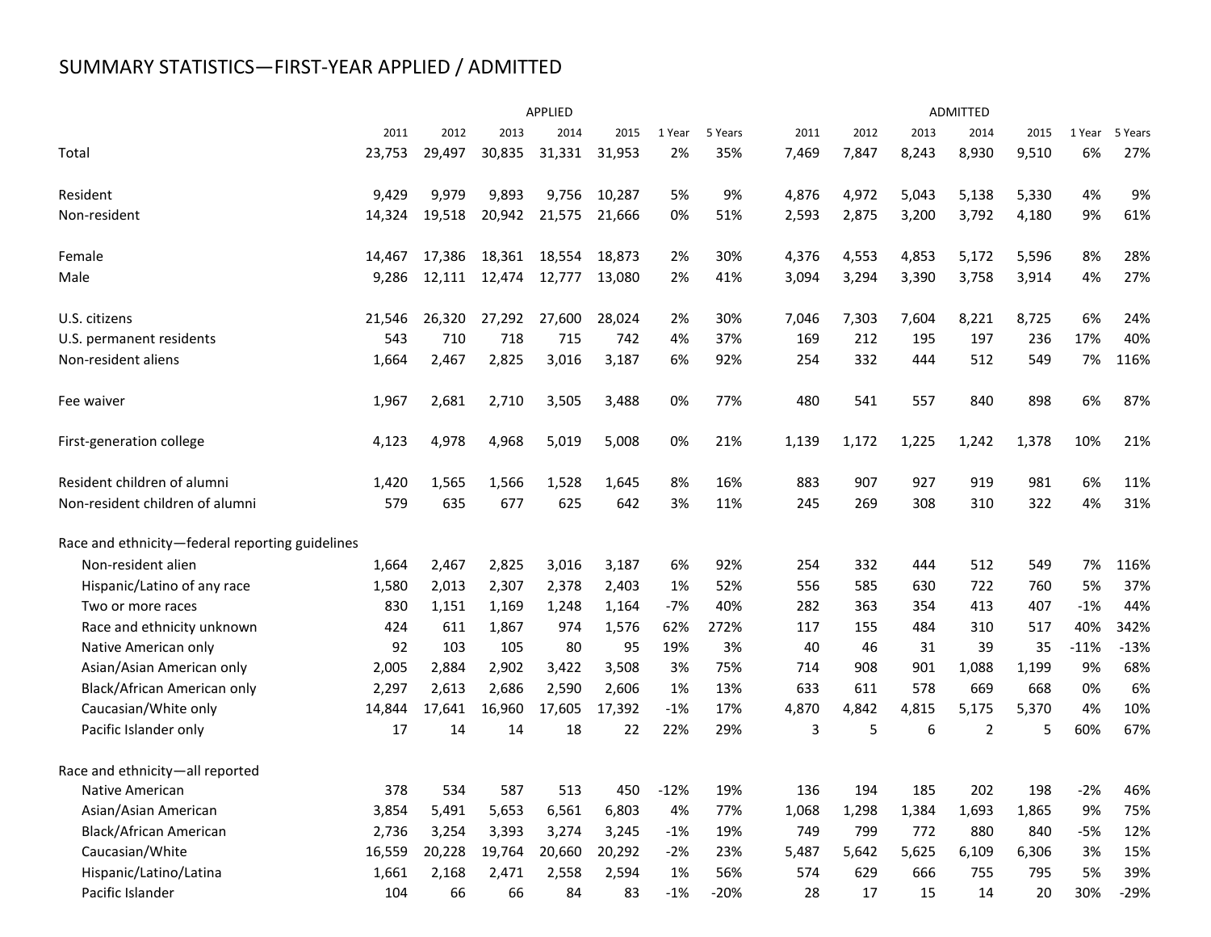# SUMMARY STATISTICS—FIRST-YEAR APPLIED / ADMITTED

| | APPLIED | | | | | | | ADMITTED | | | | | | |
|---|---|---|---|---|---|---|---|---|---|---|---|---|---|---|
| | 2011 | 2012 | 2013 | 2014 | 2015 | 1 Year | 5 Years | 2011 | 2012 | 2013 | 2014 | 2015 | 1 Year | 5 Years |
| Total | 23,753 | 29,497 | 30,835 | 31,331 | 31,953 | 2% | 35% | 7,469 | 7,847 | 8,243 | 8,930 | 9,510 | 6% | 27% |
| Resident | 9,429 | 9,979 | 9,893 | 9,756 | 10,287 | 5% | 9% | 4,876 | 4,972 | 5,043 | 5,138 | 5,330 | 4% | 9% |
| Non-resident | 14,324 | 19,518 | 20,942 | 21,575 | 21,666 | 0% | 51% | 2,593 | 2,875 | 3,200 | 3,792 | 4,180 | 9% | 61% |
| Female | 14,467 | 17,386 | 18,361 | 18,554 | 18,873 | 2% | 30% | 4,376 | 4,553 | 4,853 | 5,172 | 5,596 | 8% | 28% |
| Male | 9,286 | 12,111 | 12,474 | 12,777 | 13,080 | 2% | 41% | 3,094 | 3,294 | 3,390 | 3,758 | 3,914 | 4% | 27% |
| U.S. citizens | 21,546 | 26,320 | 27,292 | 27,600 | 28,024 | 2% | 30% | 7,046 | 7,303 | 7,604 | 8,221 | 8,725 | 6% | 24% |
| U.S. permanent residents | 543 | 710 | 718 | 715 | 742 | 4% | 37% | 169 | 212 | 195 | 197 | 236 | 17% | 40% |
| Non-resident aliens | 1,664 | 2,467 | 2,825 | 3,016 | 3,187 | 6% | 92% | 254 | 332 | 444 | 512 | 549 | 7% | 116% |
| Fee waiver | 1,967 | 2,681 | 2,710 | 3,505 | 3,488 | 0% | 77% | 480 | 541 | 557 | 840 | 898 | 6% | 87% |
| First-generation college | 4,123 | 4,978 | 4,968 | 5,019 | 5,008 | 0% | 21% | 1,139 | 1,172 | 1,225 | 1,242 | 1,378 | 10% | 21% |
| Resident children of alumni | 1,420 | 1,565 | 1,566 | 1,528 | 1,645 | 8% | 16% | 883 | 907 | 927 | 919 | 981 | 6% | 11% |
| Non-resident children of alumni | 579 | 635 | 677 | 625 | 642 | 3% | 11% | 245 | 269 | 308 | 310 | 322 | 4% | 31% |
| Race and ethnicity—federal reporting guidelines | | | | | | | | | | | | | | |
| Non-resident alien | 1,664 | 2,467 | 2,825 | 3,016 | 3,187 | 6% | 92% | 254 | 332 | 444 | 512 | 549 | 7% | 116% |
| Hispanic/Latino of any race | 1,580 | 2,013 | 2,307 | 2,378 | 2,403 | 1% | 52% | 556 | 585 | 630 | 722 | 760 | 5% | 37% |
| Two or more races | 830 | 1,151 | 1,169 | 1,248 | 1,164 | -7% | 40% | 282 | 363 | 354 | 413 | 407 | -1% | 44% |
| Race and ethnicity unknown | 424 | 611 | 1,867 | 974 | 1,576 | 62% | 272% | 117 | 155 | 484 | 310 | 517 | 40% | 342% |
| Native American only | 92 | 103 | 105 | 80 | 95 | 19% | 3% | 40 | 46 | 31 | 39 | 35 | -11% | -13% |
| Asian/Asian American only | 2,005 | 2,884 | 2,902 | 3,422 | 3,508 | 3% | 75% | 714 | 908 | 901 | 1,088 | 1,199 | 9% | 68% |
| Black/African American only | 2,297 | 2,613 | 2,686 | 2,590 | 2,606 | 1% | 13% | 633 | 611 | 578 | 669 | 668 | 0% | 6% |
| Caucasian/White only | 14,844 | 17,641 | 16,960 | 17,605 | 17,392 | -1% | 17% | 4,870 | 4,842 | 4,815 | 5,175 | 5,370 | 4% | 10% |
| Pacific Islander only | 17 | 14 | 14 | 18 | 22 | 22% | 29% | 3 | 5 | 6 | 2 | 5 | 60% | 67% |
| Race and ethnicity—all reported | | | | | | | | | | | | | | |
| Native American | 378 | 534 | 587 | 513 | 450 | -12% | 19% | 136 | 194 | 185 | 202 | 198 | -2% | 46% |
| Asian/Asian American | 3,854 | 5,491 | 5,653 | 6,561 | 6,803 | 4% | 77% | 1,068 | 1,298 | 1,384 | 1,693 | 1,865 | 9% | 75% |
| Black/African American | 2,736 | 3,254 | 3,393 | 3,274 | 3,245 | -1% | 19% | 749 | 799 | 772 | 880 | 840 | -5% | 12% |
| Caucasian/White | 16,559 | 20,228 | 19,764 | 20,660 | 20,292 | -2% | 23% | 5,487 | 5,642 | 5,625 | 6,109 | 6,306 | 3% | 15% |
| Hispanic/Latino/Latina | 1,661 | 2,168 | 2,471 | 2,558 | 2,594 | 1% | 56% | 574 | 629 | 666 | 755 | 795 | 5% | 39% |
| Pacific Islander | 104 | 66 | 66 | 84 | 83 | -1% | -20% | 28 | 17 | 15 | 14 | 20 | 30% | -29% |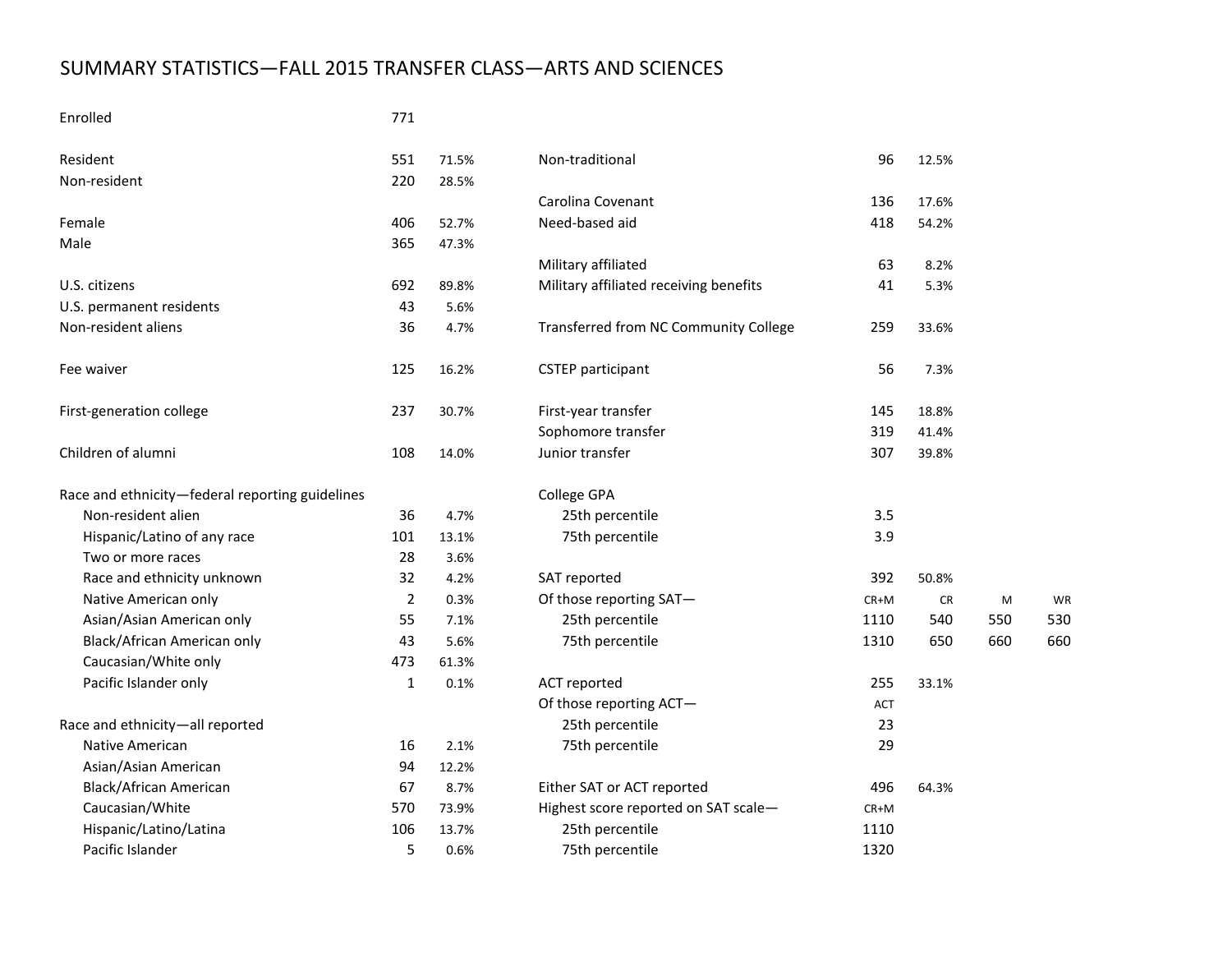# SUMMARY STATISTICS—FALL 2015 TRANSFER CLASS—ARTS AND SCIENCES

| | | |
|---|---|---|
| Enrolled | 771 | |
| | | |
| Resident | 551 | 71.5% |
| Non-resident | 220 | 28.5% |
| | | |
| Female | 406 | 52.7% |
| Male | 365 | 47.3% |
| | | |
| U.S. citizens | 692 | 89.8% |
| U.S. permanent residents | 43 | 5.6% |
| Non-resident aliens | 36 | 4.7% |
| | | |
| Fee waiver | 125 | 16.2% |
| | | |
| First-generation college | 237 | 30.7% |
| | | |
| Children of alumni | 108 | 14.0% |
| | | |
| **Race and ethnicity—federal reporting guidelines** | | |
| Non-resident alien | 36 | 4.7% |
| Hispanic/Latino of any race | 101 | 13.1% |
| Two or more races | 28 | 3.6% |
| Race and ethnicity unknown | 32 | 4.2% |
| Native American only | 2 | 0.3% |
| Asian/Asian American only | 55 | 7.1% |
| Black/African American only | 43 | 5.6% |
| Caucasian/White only | 473 | 61.3% |
| Pacific Islander only | 1 | 0.1% |
| | | |
| **Race and ethnicity—all reported** | | |
| Native American | 16 | 2.1% |
| Asian/Asian American | 94 | 12.2% |
| Black/African American | 67 | 8.7% |
| Caucasian/White | 570 | 73.9% |
| Hispanic/Latino/Latina | 106 | 13.7% |
| Pacific Islander | 5 | 0.6% |

| | | | | | |
|---|---|---|---|---|---|
| Non-traditional | 96 | 12.5% | | | |
| | | | | | |
| Carolina Covenant | 136 | 17.6% | | | |
| Need-based aid | 418 | 54.2% | | | |
| | | | | | |
| Military affiliated | 63 | 8.2% | | | |
| Military affiliated receiving benefits | 41 | 5.3% | | | |
| | | | | | |
| Transferred from NC Community College | 259 | 33.6% | | | |
| | | | | | |
| CSTEP participant | 56 | 7.3% | | | |
| | | | | | |
| First-year transfer | 145 | 18.8% | | | |
| Sophomore transfer | 319 | 41.4% | | | |
| Junior transfer | 307 | 39.8% | | | |
| | | | | | |
| **College GPA** | | | | | |
| 25th percentile | 3.5 | | | | |
| 75th percentile | 3.9 | | | | |
| | | | | | |
| SAT reported | 392 | 50.8% | | | |
| Of those reporting SAT— | CR+M | CR | M | WR | |
| 25th percentile | 1110 | 540 | 550 | 530 | |
| 75th percentile | 1310 | 650 | 660 | 660 | |
| | | | | | |
| ACT reported | 255 | 33.1% | | | |
| Of those reporting ACT— | ACT | | | | |
| 25th percentile | 23 | | | | |
| 75th percentile | 29 | | | | |
| | | | | | |
| Either SAT or ACT reported | 496 | 64.3% | | | |
| Highest score reported on SAT scale— | CR+M | | | | |
| 25th percentile | 1110 | | | | |
| 75th percentile | 1320 | | | | |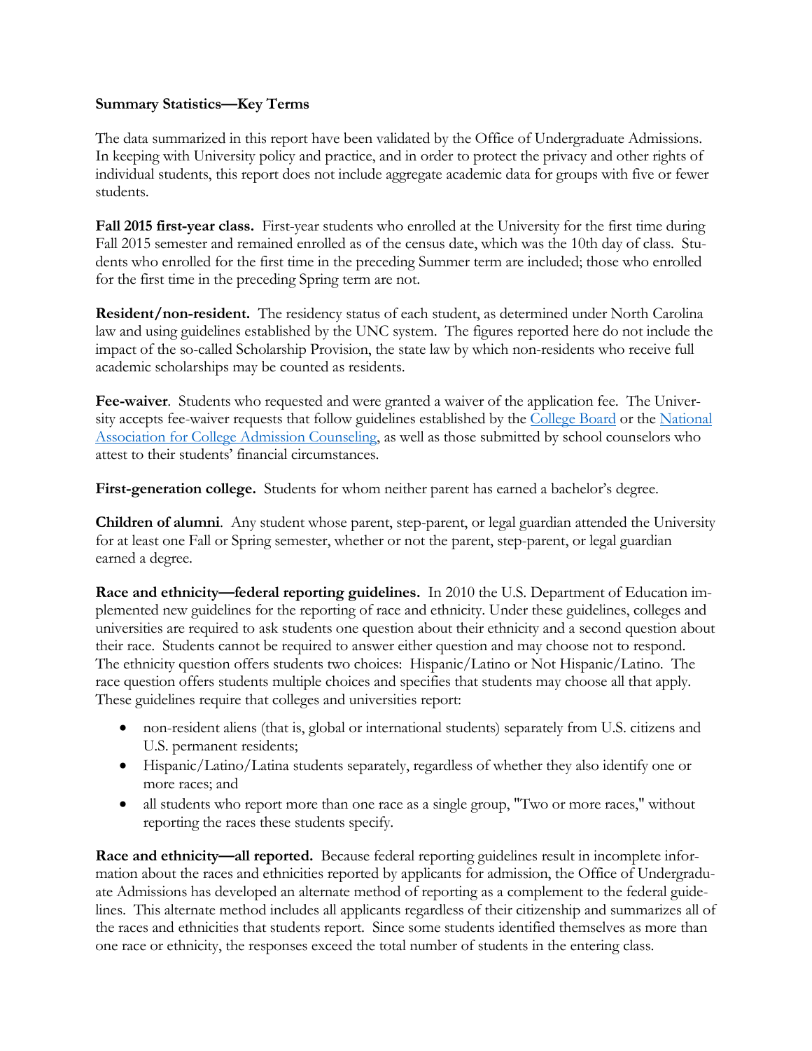**Summary Statistics—Key Terms**

The data summarized in this report have been validated by the Office of Undergraduate Admissions. In keeping with University policy and practice, and in order to protect the privacy and other rights of individual students, this report does not include aggregate academic data for groups with five or fewer students.

**Fall 2015 first-year class.** First-year students who enrolled at the University for the first time during Fall 2015 semester and remained enrolled as of the census date, which was the 10th day of class. Students who enrolled for the first time in the preceding Summer term are included; those who enrolled for the first time in the preceding Spring term are not.

**Resident/non-resident.** The residency status of each student, as determined under North Carolina law and using guidelines established by the UNC system. The figures reported here do not include the impact of the so-called Scholarship Provision, the state law by which non-residents who receive full academic scholarships may be counted as residents.

**Fee-waiver**. Students who requested and were granted a waiver of the application fee. The University accepts fee-waiver requests that follow guidelines established by the College Board or the National Association for College Admission Counseling, as well as those submitted by school counselors who attest to their students' financial circumstances.

**First-generation college.** Students for whom neither parent has earned a bachelor's degree.

**Children of alumni**. Any student whose parent, step-parent, or legal guardian attended the University for at least one Fall or Spring semester, whether or not the parent, step-parent, or legal guardian earned a degree.

**Race and ethnicity—federal reporting guidelines.** In 2010 the U.S. Department of Education implemented new guidelines for the reporting of race and ethnicity. Under these guidelines, colleges and universities are required to ask students one question about their ethnicity and a second question about their race. Students cannot be required to answer either question and may choose not to respond. The ethnicity question offers students two choices: Hispanic/Latino or Not Hispanic/Latino. The race question offers students multiple choices and specifies that students may choose all that apply. These guidelines require that colleges and universities report:

- non-resident aliens (that is, global or international students) separately from U.S. citizens and U.S. permanent residents;
- Hispanic/Latino/Latina students separately, regardless of whether they also identify one or more races; and
- all students who report more than one race as a single group, "Two or more races," without reporting the races these students specify.

**Race and ethnicity—all reported.** Because federal reporting guidelines result in incomplete information about the races and ethnicities reported by applicants for admission, the Office of Undergraduate Admissions has developed an alternate method of reporting as a complement to the federal guidelines. This alternate method includes all applicants regardless of their citizenship and summarizes all of the races and ethnicities that students report. Since some students identified themselves as more than one race or ethnicity, the responses exceed the total number of students in the entering class.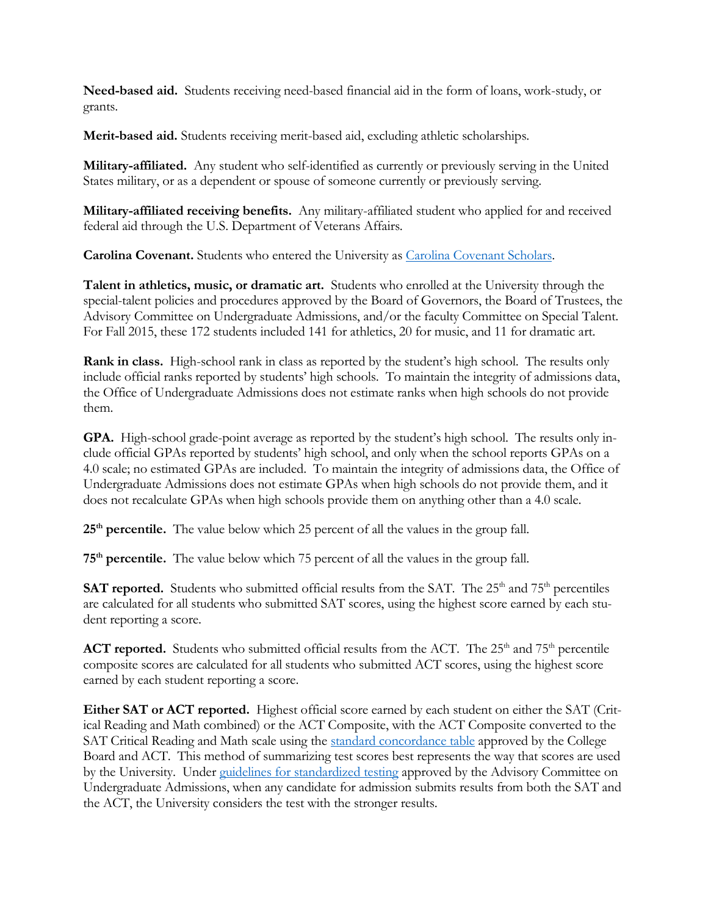**Need-based aid.** Students receiving need-based financial aid in the form of loans, work-study, or grants.

**Merit-based aid.** Students receiving merit-based aid, excluding athletic scholarships.

**Military-affiliated.** Any student who self-identified as currently or previously serving in the United States military, or as a dependent or spouse of someone currently or previously serving.

**Military-affiliated receiving benefits.** Any military-affiliated student who applied for and received federal aid through the U.S. Department of Veterans Affairs.

**Carolina Covenant.** Students who entered the University as Carolina Covenant Scholars.

**Talent in athletics, music, or dramatic art.** Students who enrolled at the University through the special-talent policies and procedures approved by the Board of Governors, the Board of Trustees, the Advisory Committee on Undergraduate Admissions, and/or the faculty Committee on Special Talent. For Fall 2015, these 172 students included 141 for athletics, 20 for music, and 11 for dramatic art.

**Rank in class.** High-school rank in class as reported by the student's high school. The results only include official ranks reported by students' high schools. To maintain the integrity of admissions data, the Office of Undergraduate Admissions does not estimate ranks when high schools do not provide them.

**GPA.** High-school grade-point average as reported by the student's high school. The results only include official GPAs reported by students' high school, and only when the school reports GPAs on a 4.0 scale; no estimated GPAs are included. To maintain the integrity of admissions data, the Office of Undergraduate Admissions does not estimate GPAs when high schools do not provide them, and it does not recalculate GPAs when high schools provide them on anything other than a 4.0 scale.

**25th percentile.** The value below which 25 percent of all the values in the group fall.

**75th percentile.** The value below which 75 percent of all the values in the group fall.

**SAT reported.** Students who submitted official results from the SAT. The 25th and 75th percentiles are calculated for all students who submitted SAT scores, using the highest score earned by each student reporting a score.

**ACT reported.** Students who submitted official results from the ACT. The 25th and 75th percentile composite scores are calculated for all students who submitted ACT scores, using the highest score earned by each student reporting a score.

**Either SAT or ACT reported.** Highest official score earned by each student on either the SAT (Critical Reading and Math combined) or the ACT Composite, with the ACT Composite converted to the SAT Critical Reading and Math scale using the standard concordance table approved by the College Board and ACT. This method of summarizing test scores best represents the way that scores are used by the University. Under guidelines for standardized testing approved by the Advisory Committee on Undergraduate Admissions, when any candidate for admission submits results from both the SAT and the ACT, the University considers the test with the stronger results.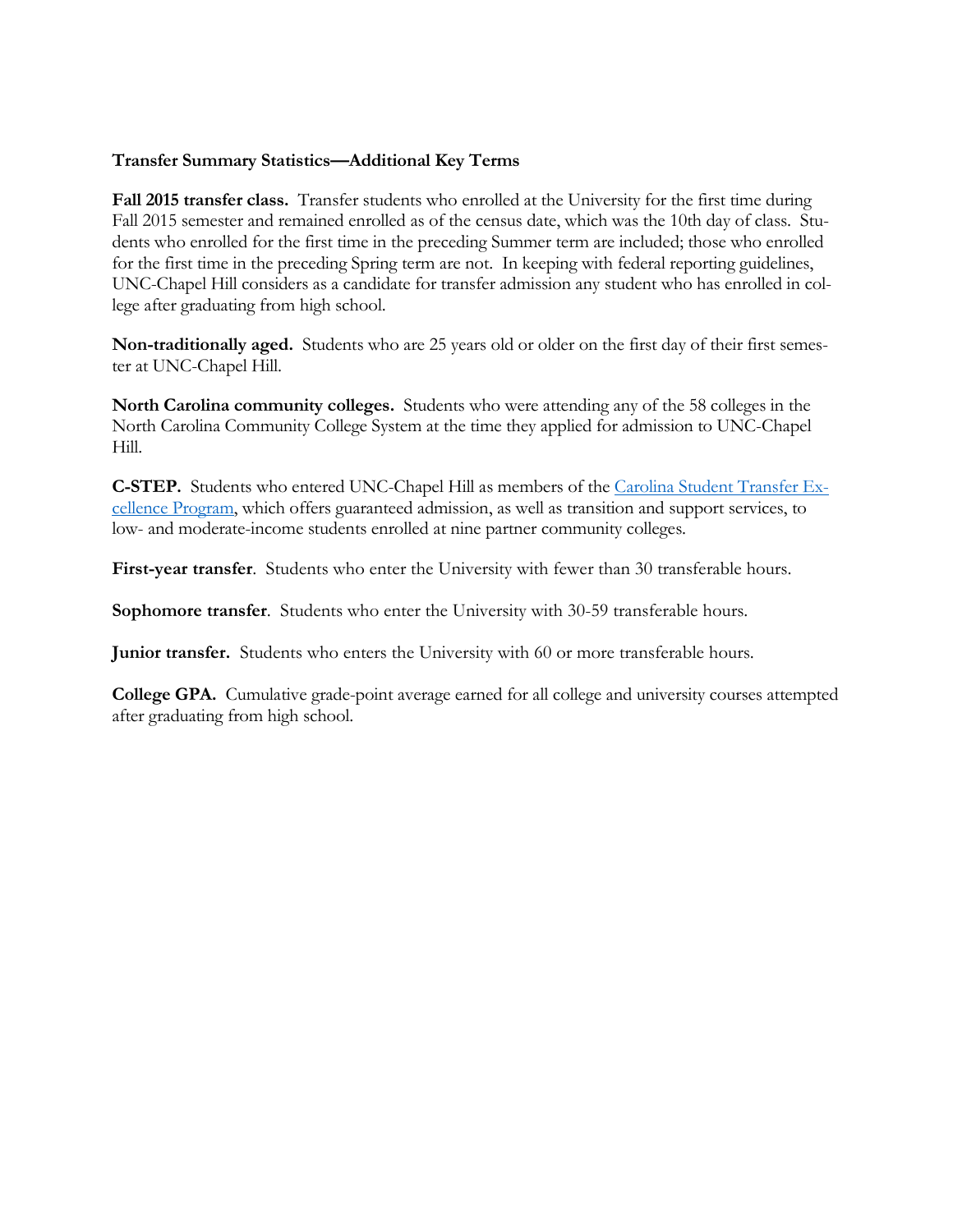### Transfer Summary Statistics—Additional Key Terms

**Fall 2015 transfer class.** Transfer students who enrolled at the University for the first time during Fall 2015 semester and remained enrolled as of the census date, which was the 10th day of class. Students who enrolled for the first time in the preceding Summer term are included; those who enrolled for the first time in the preceding Spring term are not. In keeping with federal reporting guidelines, UNC-Chapel Hill considers as a candidate for transfer admission any student who has enrolled in college after graduating from high school.

**Non-traditionally aged.** Students who are 25 years old or older on the first day of their first semester at UNC-Chapel Hill.

**North Carolina community colleges.** Students who were attending any of the 58 colleges in the North Carolina Community College System at the time they applied for admission to UNC-Chapel Hill.

**C-STEP.** Students who entered UNC-Chapel Hill as members of the Carolina Student Transfer Excellence Program, which offers guaranteed admission, as well as transition and support services, to low- and moderate-income students enrolled at nine partner community colleges.

**First-year transfer**. Students who enter the University with fewer than 30 transferable hours.

**Sophomore transfer**. Students who enter the University with 30-59 transferable hours.

**Junior transfer.** Students who enters the University with 60 or more transferable hours.

**College GPA.** Cumulative grade-point average earned for all college and university courses attempted after graduating from high school.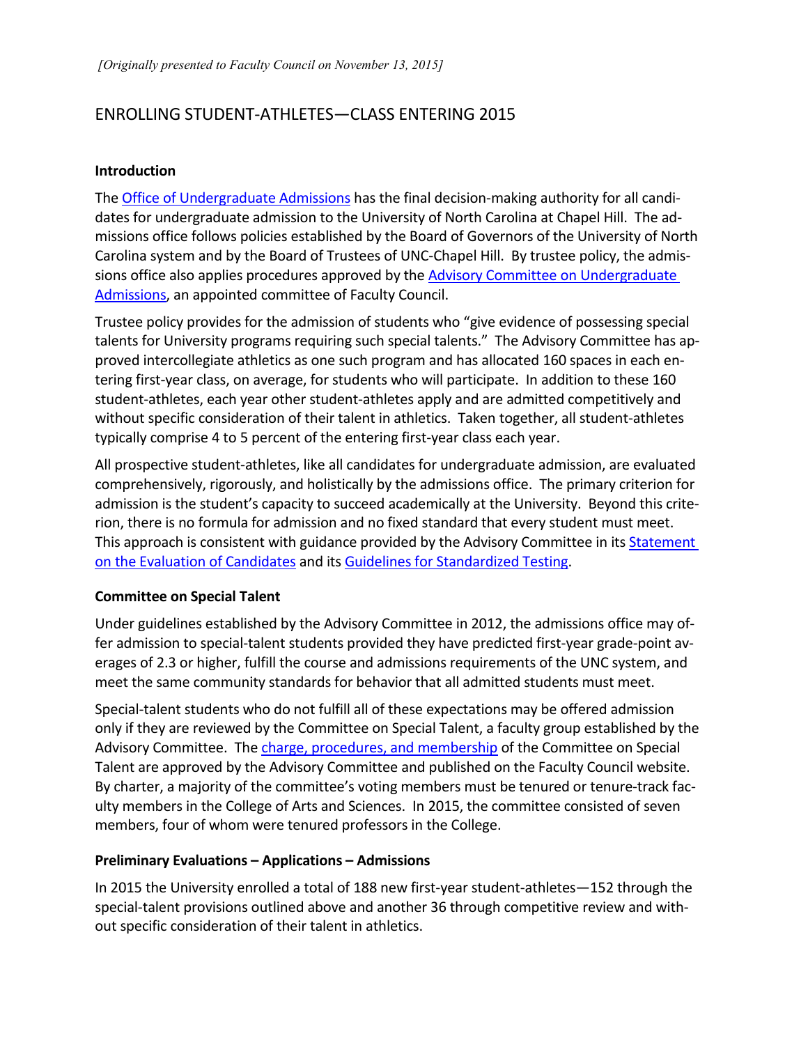*[Originally presented to Faculty Council on November 13, 2015]*

# ENROLLING STUDENT-ATHLETES—CLASS ENTERING 2015

**Introduction**

The Office of Undergraduate Admissions has the final decision-making authority for all candidates for undergraduate admission to the University of North Carolina at Chapel Hill. The admissions office follows policies established by the Board of Governors of the University of North Carolina system and by the Board of Trustees of UNC-Chapel Hill. By trustee policy, the admissions office also applies procedures approved by the Advisory Committee on Undergraduate Admissions, an appointed committee of Faculty Council.

Trustee policy provides for the admission of students who "give evidence of possessing special talents for University programs requiring such special talents." The Advisory Committee has approved intercollegiate athletics as one such program and has allocated 160 spaces in each entering first-year class, on average, for students who will participate. In addition to these 160 student-athletes, each year other student-athletes apply and are admitted competitively and without specific consideration of their talent in athletics. Taken together, all student-athletes typically comprise 4 to 5 percent of the entering first-year class each year.

All prospective student-athletes, like all candidates for undergraduate admission, are evaluated comprehensively, rigorously, and holistically by the admissions office. The primary criterion for admission is the student's capacity to succeed academically at the University. Beyond this criterion, there is no formula for admission and no fixed standard that every student must meet. This approach is consistent with guidance provided by the Advisory Committee in its Statement on the Evaluation of Candidates and its Guidelines for Standardized Testing.

**Committee on Special Talent**

Under guidelines established by the Advisory Committee in 2012, the admissions office may offer admission to special-talent students provided they have predicted first-year grade-point averages of 2.3 or higher, fulfill the course and admissions requirements of the UNC system, and meet the same community standards for behavior that all admitted students must meet.

Special-talent students who do not fulfill all of these expectations may be offered admission only if they are reviewed by the Committee on Special Talent, a faculty group established by the Advisory Committee. The charge, procedures, and membership of the Committee on Special Talent are approved by the Advisory Committee and published on the Faculty Council website. By charter, a majority of the committee's voting members must be tenured or tenure-track faculty members in the College of Arts and Sciences. In 2015, the committee consisted of seven members, four of whom were tenured professors in the College.

**Preliminary Evaluations – Applications – Admissions**

In 2015 the University enrolled a total of 188 new first-year student-athletes—152 through the special-talent provisions outlined above and another 36 through competitive review and without specific consideration of their talent in athletics.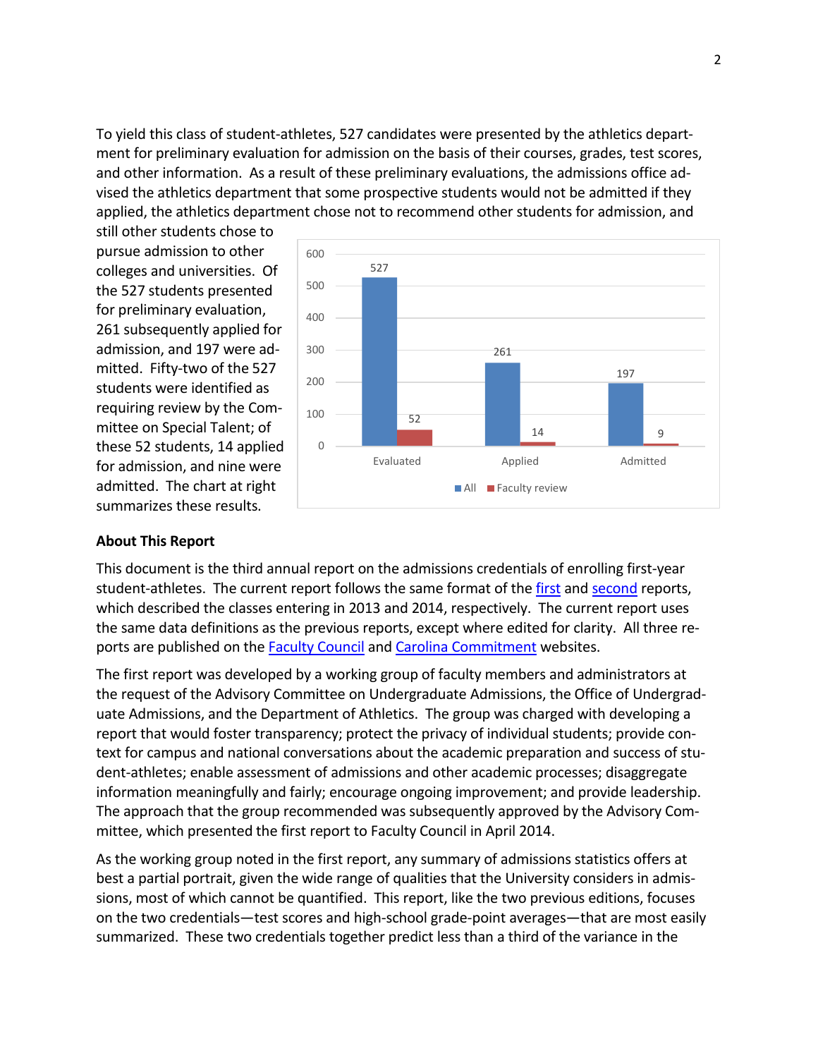To yield this class of student-athletes, 527 candidates were presented by the athletics department for preliminary evaluation for admission on the basis of their courses, grades, test scores, and other information. As a result of these preliminary evaluations, the admissions office advised the athletics department that some prospective students would not be admitted if they applied, the athletics department chose not to recommend other students for admission, and still other students chose to pursue admission to other colleges and universities. Of the 527 students presented for preliminary evaluation, 261 subsequently applied for admission, and 197 were admitted. Fifty-two of the 527 students were identified as requiring review by the Committee on Special Talent; of these 52 students, 14 applied for admission, and nine were admitted. The chart at right summarizes these results.

| | Evaluated | Applied | Admitted |
|---|---|---|---|
| All | 527 | 261 | 197 |
| Faculty review | 52 | 14 | 9 |

**About This Report**

This document is the third annual report on the admissions credentials of enrolling first-year student-athletes. The current report follows the same format of the first and second reports, which described the classes entering in 2013 and 2014, respectively. The current report uses the same data definitions as the previous reports, except where edited for clarity. All three reports are published on the Faculty Council and Carolina Commitment websites.

The first report was developed by a working group of faculty members and administrators at the request of the Advisory Committee on Undergraduate Admissions, the Office of Undergraduate Admissions, and the Department of Athletics. The group was charged with developing a report that would foster transparency; protect the privacy of individual students; provide context for campus and national conversations about the academic preparation and success of student-athletes; enable assessment of admissions and other academic processes; disaggregate information meaningfully and fairly; encourage ongoing improvement; and provide leadership. The approach that the group recommended was subsequently approved by the Advisory Committee, which presented the first report to Faculty Council in April 2014.

As the working group noted in the first report, any summary of admissions statistics offers at best a partial portrait, given the wide range of qualities that the University considers in admissions, most of which cannot be quantified. This report, like the two previous editions, focuses on the two credentials—test scores and high-school grade-point averages—that are most easily summarized. These two credentials together predict less than a third of the variance in the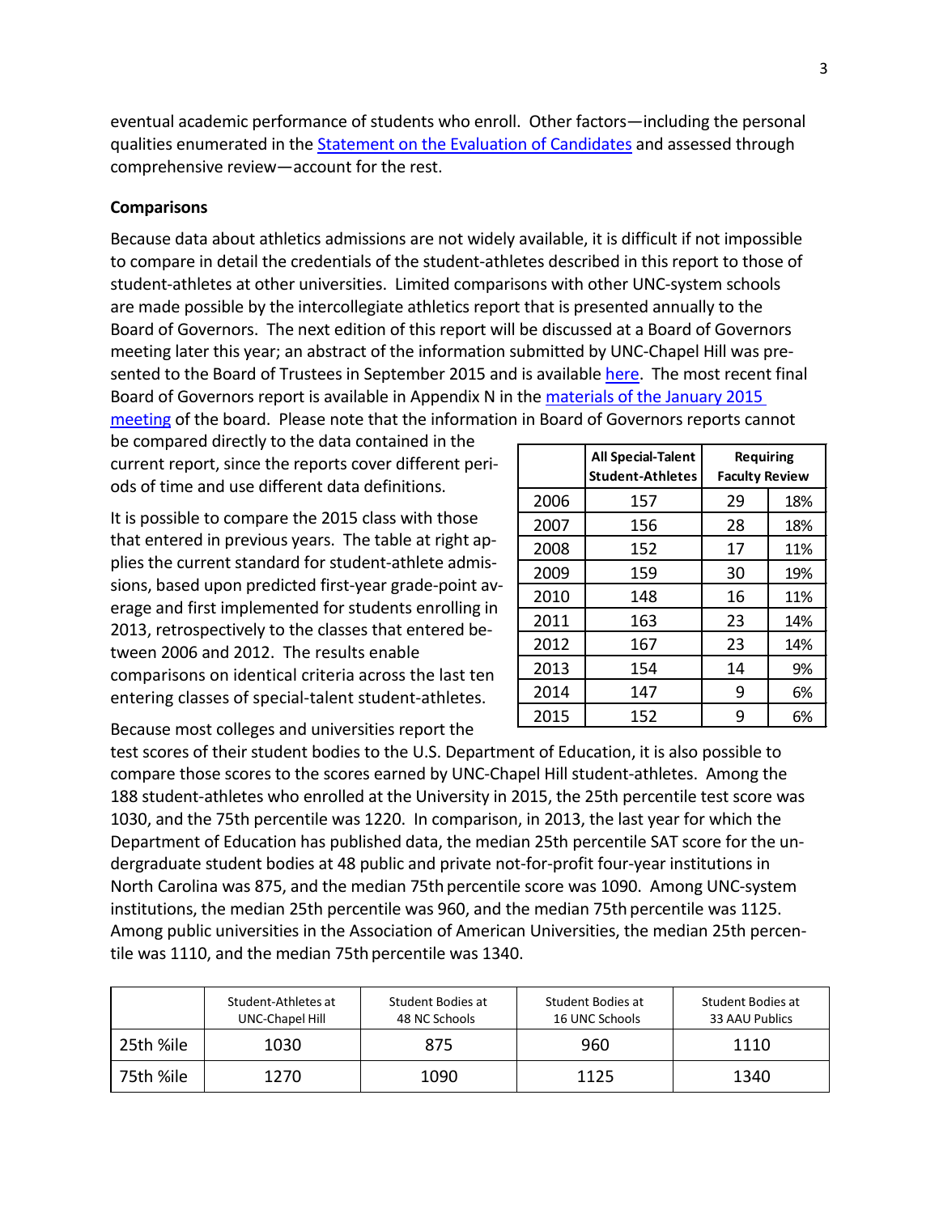eventual academic performance of students who enroll. Other factors—including the personal qualities enumerated in the [Statement on the Evaluation of Candidates] and assessed through comprehensive review—account for the rest.

**Comparisons**

Because data about athletics admissions are not widely available, it is difficult if not impossible to compare in detail the credentials of the student-athletes described in this report to those of student-athletes at other universities. Limited comparisons with other UNC-system schools are made possible by the intercollegiate athletics report that is presented annually to the Board of Governors. The next edition of this report will be discussed at a Board of Governors meeting later this year; an abstract of the information submitted by UNC-Chapel Hill was presented to the Board of Trustees in September 2015 and is available [here]. The most recent final Board of Governors report is available in Appendix N in the [materials of the January 2015 meeting] of the board. Please note that the information in Board of Governors reports cannot be compared directly to the data contained in the current report, since the reports cover different periods of time and use different data definitions.

It is possible to compare the 2015 class with those that entered in previous years. The table at right applies the current standard for student-athlete admissions, based upon predicted first-year grade-point average and first implemented for students enrolling in 2013, retrospectively to the classes that entered between 2006 and 2012. The results enable comparisons on identical criteria across the last ten entering classes of special-talent student-athletes.

| | All Special-Talent Student-Athletes | Requiring Faculty Review | |
|---|---|---|---|
| 2006 | 157 | 29 | 18% |
| 2007 | 156 | 28 | 18% |
| 2008 | 152 | 17 | 11% |
| 2009 | 159 | 30 | 19% |
| 2010 | 148 | 16 | 11% |
| 2011 | 163 | 23 | 14% |
| 2012 | 167 | 23 | 14% |
| 2013 | 154 | 14 | 9% |
| 2014 | 147 | 9 | 6% |
| 2015 | 152 | 9 | 6% |

Because most colleges and universities report the test scores of their student bodies to the U.S. Department of Education, it is also possible to compare those scores to the scores earned by UNC-Chapel Hill student-athletes. Among the 188 student-athletes who enrolled at the University in 2015, the 25th percentile test score was 1030, and the 75th percentile was 1220. In comparison, in 2013, the last year for which the Department of Education has published data, the median 25th percentile SAT score for the undergraduate student bodies at 48 public and private not-for-profit four-year institutions in North Carolina was 875, and the median 75th percentile score was 1090. Among UNC-system institutions, the median 25th percentile was 960, and the median 75th percentile was 1125. Among public universities in the Association of American Universities, the median 25th percentile was 1110, and the median 75th percentile was 1340.

| | Student-Athletes at UNC-Chapel Hill | Student Bodies at 48 NC Schools | Student Bodies at 16 UNC Schools | Student Bodies at 33 AAU Publics |
|---|---|---|---|---|
| 25th %ile | 1030 | 875 | 960 | 1110 |
| 75th %ile | 1270 | 1090 | 1125 | 1340 |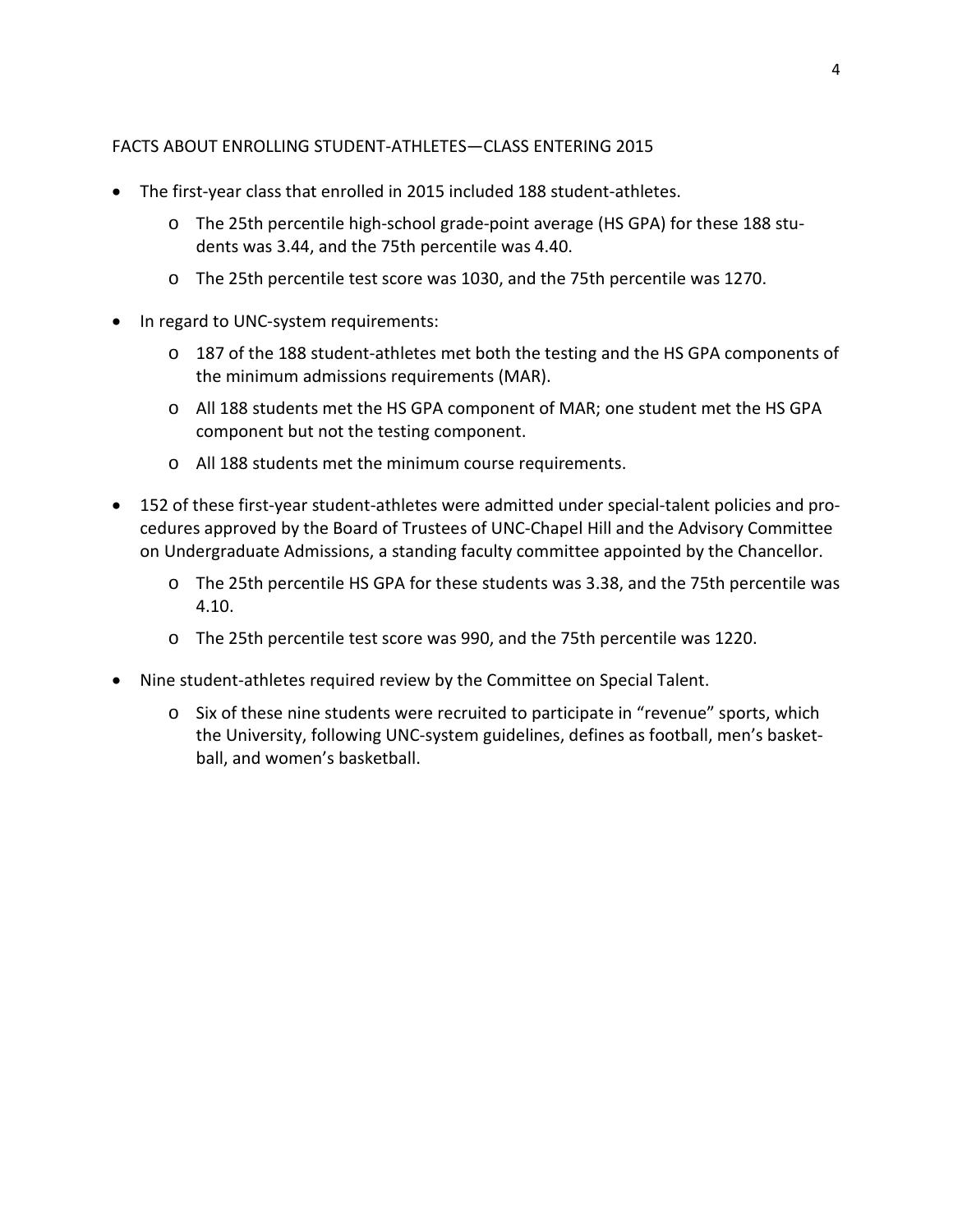FACTS ABOUT ENROLLING STUDENT-ATHLETES—CLASS ENTERING 2015

- The first-year class that enrolled in 2015 included 188 student-athletes.
  - The 25th percentile high-school grade-point average (HS GPA) for these 188 students was 3.44, and the 75th percentile was 4.40.
  - The 25th percentile test score was 1030, and the 75th percentile was 1270.
- In regard to UNC-system requirements:
  - 187 of the 188 student-athletes met both the testing and the HS GPA components of the minimum admissions requirements (MAR).
  - All 188 students met the HS GPA component of MAR; one student met the HS GPA component but not the testing component.
  - All 188 students met the minimum course requirements.
- 152 of these first-year student-athletes were admitted under special-talent policies and procedures approved by the Board of Trustees of UNC-Chapel Hill and the Advisory Committee on Undergraduate Admissions, a standing faculty committee appointed by the Chancellor.
  - The 25th percentile HS GPA for these students was 3.38, and the 75th percentile was 4.10.
  - The 25th percentile test score was 990, and the 75th percentile was 1220.
- Nine student-athletes required review by the Committee on Special Talent.
  - Six of these nine students were recruited to participate in "revenue" sports, which the University, following UNC-system guidelines, defines as football, men's basketball, and women's basketball.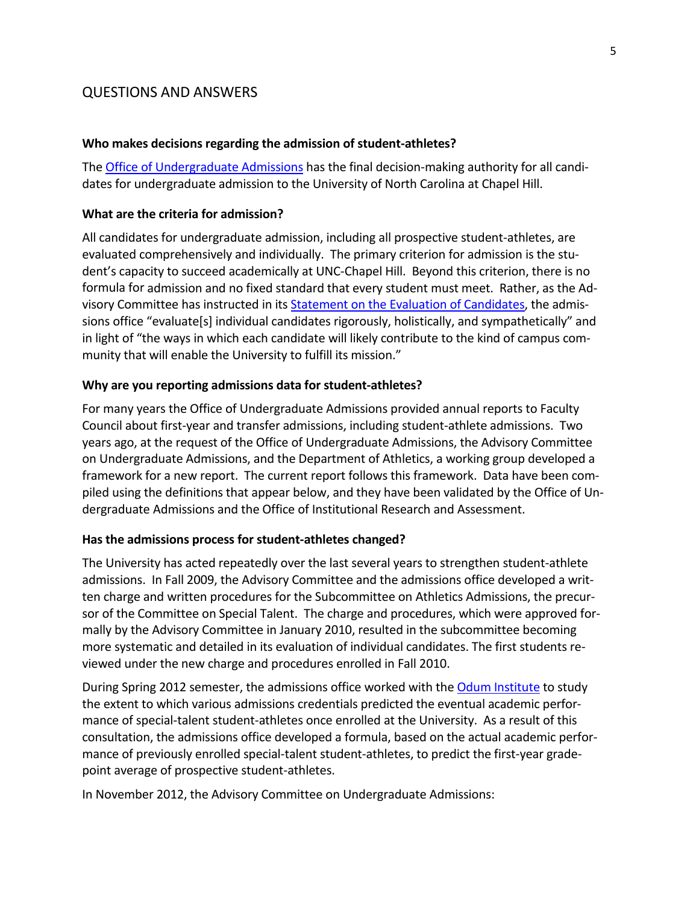## QUESTIONS AND ANSWERS

**Who makes decisions regarding the admission of student-athletes?**

The Office of Undergraduate Admissions has the final decision-making authority for all candidates for undergraduate admission to the University of North Carolina at Chapel Hill.

**What are the criteria for admission?**

All candidates for undergraduate admission, including all prospective student-athletes, are evaluated comprehensively and individually. The primary criterion for admission is the student's capacity to succeed academically at UNC-Chapel Hill. Beyond this criterion, there is no formula for admission and no fixed standard that every student must meet. Rather, as the Advisory Committee has instructed in its Statement on the Evaluation of Candidates, the admissions office "evaluate[s] individual candidates rigorously, holistically, and sympathetically" and in light of "the ways in which each candidate will likely contribute to the kind of campus community that will enable the University to fulfill its mission."

**Why are you reporting admissions data for student-athletes?**

For many years the Office of Undergraduate Admissions provided annual reports to Faculty Council about first-year and transfer admissions, including student-athlete admissions. Two years ago, at the request of the Office of Undergraduate Admissions, the Advisory Committee on Undergraduate Admissions, and the Department of Athletics, a working group developed a framework for a new report. The current report follows this framework. Data have been compiled using the definitions that appear below, and they have been validated by the Office of Undergraduate Admissions and the Office of Institutional Research and Assessment.

**Has the admissions process for student-athletes changed?**

The University has acted repeatedly over the last several years to strengthen student-athlete admissions. In Fall 2009, the Advisory Committee and the admissions office developed a written charge and written procedures for the Subcommittee on Athletics Admissions, the precursor of the Committee on Special Talent. The charge and procedures, which were approved formally by the Advisory Committee in January 2010, resulted in the subcommittee becoming more systematic and detailed in its evaluation of individual candidates. The first students reviewed under the new charge and procedures enrolled in Fall 2010.

During Spring 2012 semester, the admissions office worked with the Odum Institute to study the extent to which various admissions credentials predicted the eventual academic performance of special-talent student-athletes once enrolled at the University. As a result of this consultation, the admissions office developed a formula, based on the actual academic performance of previously enrolled special-talent student-athletes, to predict the first-year grade-point average of prospective student-athletes.

In November 2012, the Advisory Committee on Undergraduate Admissions: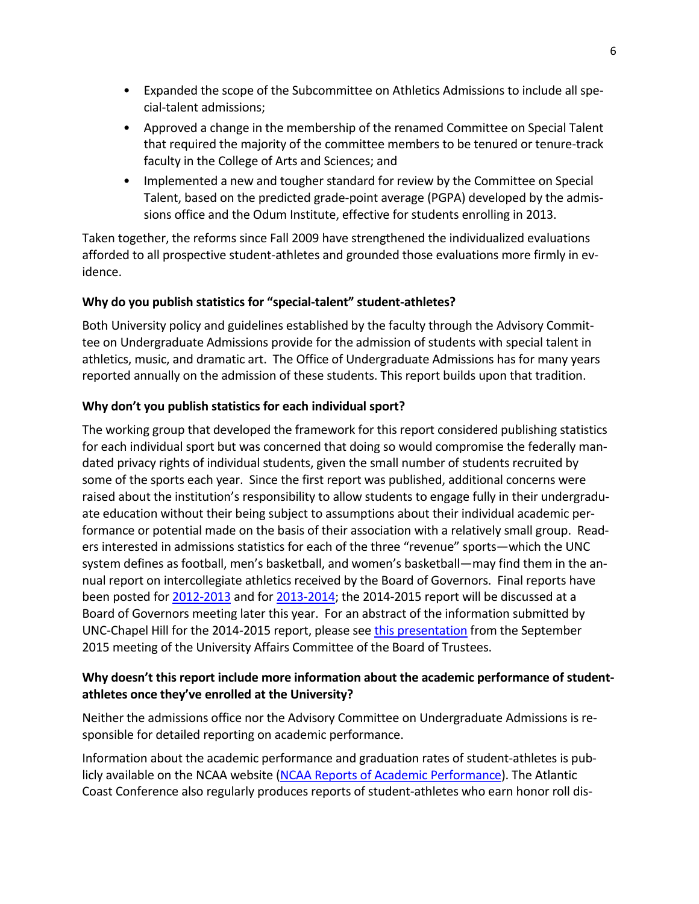- Expanded the scope of the Subcommittee on Athletics Admissions to include all special-talent admissions;
- Approved a change in the membership of the renamed Committee on Special Talent that required the majority of the committee members to be tenured or tenure-track faculty in the College of Arts and Sciences; and
- Implemented a new and tougher standard for review by the Committee on Special Talent, based on the predicted grade-point average (PGPA) developed by the admissions office and the Odum Institute, effective for students enrolling in 2013.

Taken together, the reforms since Fall 2009 have strengthened the individualized evaluations afforded to all prospective student-athletes and grounded those evaluations more firmly in evidence.

**Why do you publish statistics for "special-talent" student-athletes?**

Both University policy and guidelines established by the faculty through the Advisory Committee on Undergraduate Admissions provide for the admission of students with special talent in athletics, music, and dramatic art. The Office of Undergraduate Admissions has for many years reported annually on the admission of these students. This report builds upon that tradition.

**Why don't you publish statistics for each individual sport?**

The working group that developed the framework for this report considered publishing statistics for each individual sport but was concerned that doing so would compromise the federally mandated privacy rights of individual students, given the small number of students recruited by some of the sports each year. Since the first report was published, additional concerns were raised about the institution's responsibility to allow students to engage fully in their undergraduate education without their being subject to assumptions about their individual academic performance or potential made on the basis of their association with a relatively small group. Readers interested in admissions statistics for each of the three "revenue" sports—which the UNC system defines as football, men's basketball, and women's basketball—may find them in the annual report on intercollegiate athletics received by the Board of Governors. Final reports have been posted for 2012-2013 and for 2013-2014; the 2014-2015 report will be discussed at a Board of Governors meeting later this year. For an abstract of the information submitted by UNC-Chapel Hill for the 2014-2015 report, please see this presentation from the September 2015 meeting of the University Affairs Committee of the Board of Trustees.

**Why doesn't this report include more information about the academic performance of student-athletes once they've enrolled at the University?**

Neither the admissions office nor the Advisory Committee on Undergraduate Admissions is responsible for detailed reporting on academic performance.

Information about the academic performance and graduation rates of student-athletes is publicly available on the NCAA website (NCAA Reports of Academic Performance). The Atlantic Coast Conference also regularly produces reports of student-athletes who earn honor roll dis-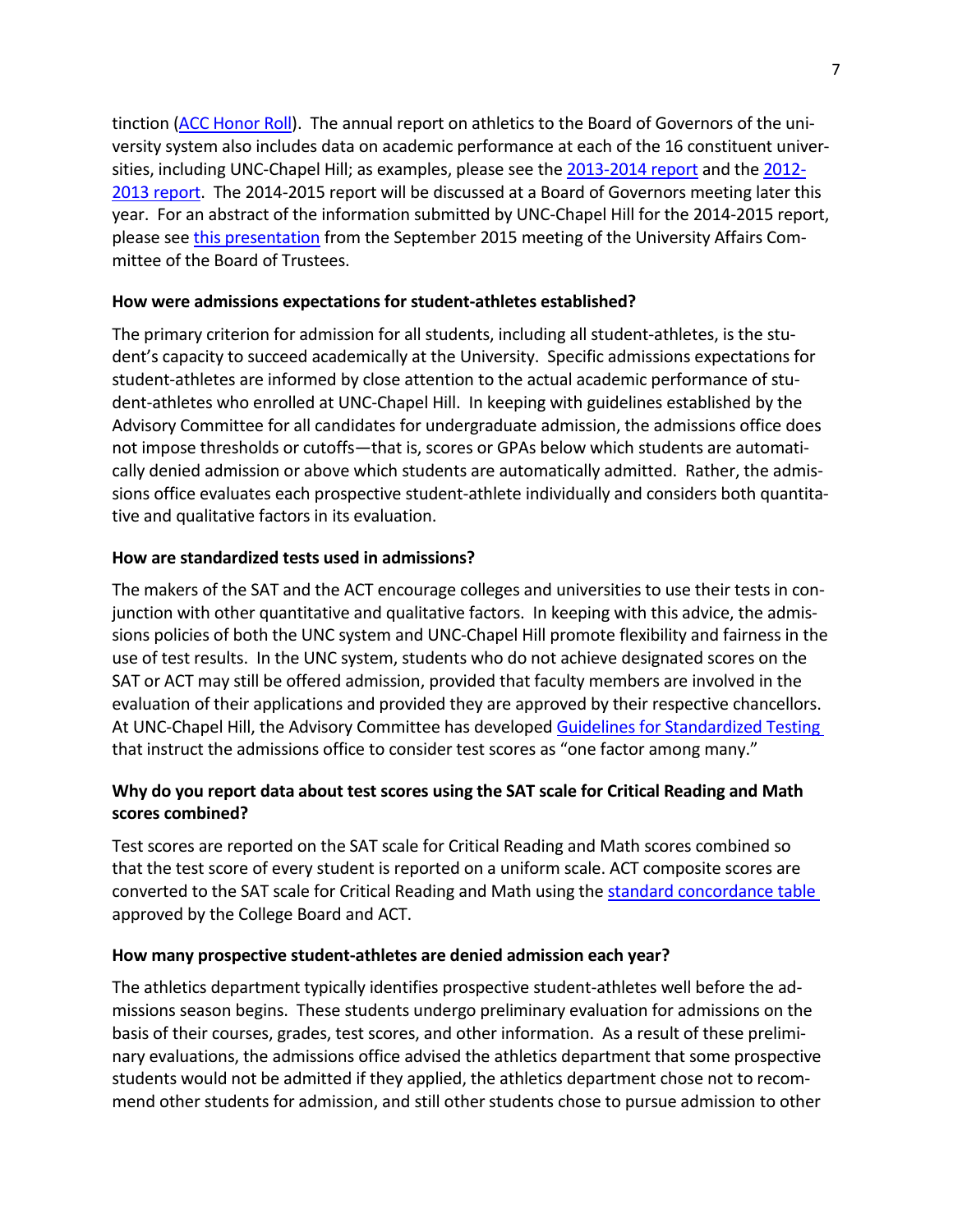tinction (ACC Honor Roll). The annual report on athletics to the Board of Governors of the university system also includes data on academic performance at each of the 16 constituent universities, including UNC-Chapel Hill; as examples, please see the 2013-2014 report and the 2012-2013 report. The 2014-2015 report will be discussed at a Board of Governors meeting later this year. For an abstract of the information submitted by UNC-Chapel Hill for the 2014-2015 report, please see this presentation from the September 2015 meeting of the University Affairs Committee of the Board of Trustees.

**How were admissions expectations for student-athletes established?**

The primary criterion for admission for all students, including all student-athletes, is the student's capacity to succeed academically at the University. Specific admissions expectations for student-athletes are informed by close attention to the actual academic performance of student-athletes who enrolled at UNC-Chapel Hill. In keeping with guidelines established by the Advisory Committee for all candidates for undergraduate admission, the admissions office does not impose thresholds or cutoffs—that is, scores or GPAs below which students are automatically denied admission or above which students are automatically admitted. Rather, the admissions office evaluates each prospective student-athlete individually and considers both quantitative and qualitative factors in its evaluation.

**How are standardized tests used in admissions?**

The makers of the SAT and the ACT encourage colleges and universities to use their tests in conjunction with other quantitative and qualitative factors. In keeping with this advice, the admissions policies of both the UNC system and UNC-Chapel Hill promote flexibility and fairness in the use of test results. In the UNC system, students who do not achieve designated scores on the SAT or ACT may still be offered admission, provided that faculty members are involved in the evaluation of their applications and provided they are approved by their respective chancellors. At UNC-Chapel Hill, the Advisory Committee has developed Guidelines for Standardized Testing that instruct the admissions office to consider test scores as "one factor among many."

**Why do you report data about test scores using the SAT scale for Critical Reading and Math scores combined?**

Test scores are reported on the SAT scale for Critical Reading and Math scores combined so that the test score of every student is reported on a uniform scale. ACT composite scores are converted to the SAT scale for Critical Reading and Math using the standard concordance table approved by the College Board and ACT.

**How many prospective student-athletes are denied admission each year?**

The athletics department typically identifies prospective student-athletes well before the admissions season begins. These students undergo preliminary evaluation for admissions on the basis of their courses, grades, test scores, and other information. As a result of these preliminary evaluations, the admissions office advised the athletics department that some prospective students would not be admitted if they applied, the athletics department chose not to recommend other students for admission, and still other students chose to pursue admission to other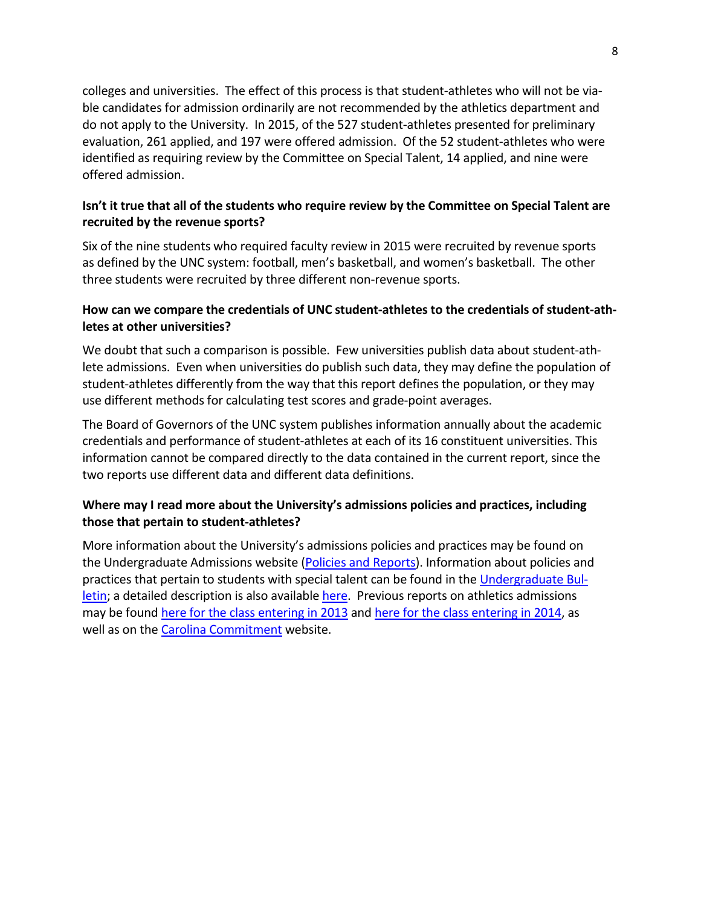colleges and universities. The effect of this process is that student-athletes who will not be viable candidates for admission ordinarily are not recommended by the athletics department and do not apply to the University. In 2015, of the 527 student-athletes presented for preliminary evaluation, 261 applied, and 197 were offered admission. Of the 52 student-athletes who were identified as requiring review by the Committee on Special Talent, 14 applied, and nine were offered admission.

**Isn't it true that all of the students who require review by the Committee on Special Talent are recruited by the revenue sports?**

Six of the nine students who required faculty review in 2015 were recruited by revenue sports as defined by the UNC system: football, men's basketball, and women's basketball. The other three students were recruited by three different non-revenue sports.

**How can we compare the credentials of UNC student-athletes to the credentials of student-athletes at other universities?**

We doubt that such a comparison is possible. Few universities publish data about student-athlete admissions. Even when universities do publish such data, they may define the population of student-athletes differently from the way that this report defines the population, or they may use different methods for calculating test scores and grade-point averages.

The Board of Governors of the UNC system publishes information annually about the academic credentials and performance of student-athletes at each of its 16 constituent universities. This information cannot be compared directly to the data contained in the current report, since the two reports use different data and different data definitions.

**Where may I read more about the University's admissions policies and practices, including those that pertain to student-athletes?**

More information about the University's admissions policies and practices may be found on the Undergraduate Admissions website (Policies and Reports). Information about policies and practices that pertain to students with special talent can be found in the Undergraduate Bulletin; a detailed description is also available here. Previous reports on athletics admissions may be found here for the class entering in 2013 and here for the class entering in 2014, as well as on the Carolina Commitment website.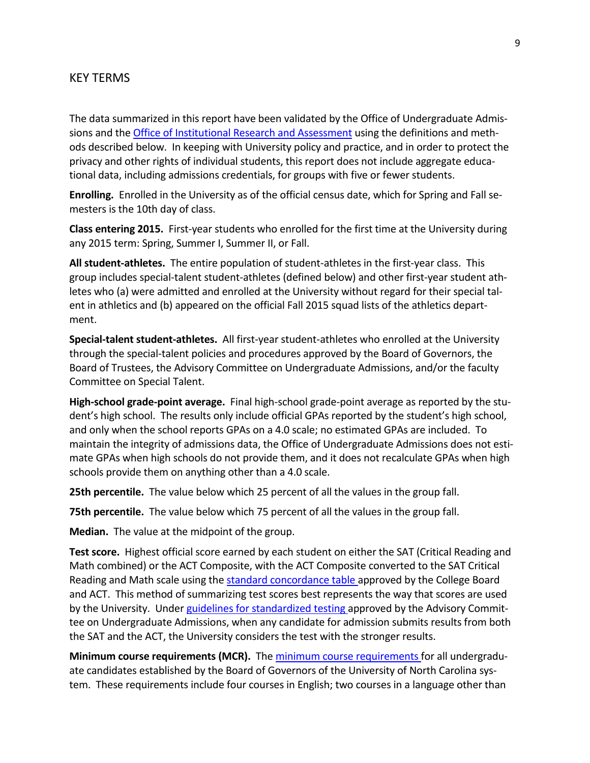## KEY TERMS

The data summarized in this report have been validated by the Office of Undergraduate Admissions and the Office of Institutional Research and Assessment using the definitions and methods described below. In keeping with University policy and practice, and in order to protect the privacy and other rights of individual students, this report does not include aggregate educational data, including admissions credentials, for groups with five or fewer students.

**Enrolling.** Enrolled in the University as of the official census date, which for Spring and Fall semesters is the 10th day of class.

**Class entering 2015.** First-year students who enrolled for the first time at the University during any 2015 term: Spring, Summer I, Summer II, or Fall.

**All student-athletes.** The entire population of student-athletes in the first-year class. This group includes special-talent student-athletes (defined below) and other first-year student athletes who (a) were admitted and enrolled at the University without regard for their special talent in athletics and (b) appeared on the official Fall 2015 squad lists of the athletics department.

**Special-talent student-athletes.** All first-year student-athletes who enrolled at the University through the special-talent policies and procedures approved by the Board of Governors, the Board of Trustees, the Advisory Committee on Undergraduate Admissions, and/or the faculty Committee on Special Talent.

**High-school grade-point average.** Final high-school grade-point average as reported by the student's high school. The results only include official GPAs reported by the student's high school, and only when the school reports GPAs on a 4.0 scale; no estimated GPAs are included. To maintain the integrity of admissions data, the Office of Undergraduate Admissions does not estimate GPAs when high schools do not provide them, and it does not recalculate GPAs when high schools provide them on anything other than a 4.0 scale.

**25th percentile.** The value below which 25 percent of all the values in the group fall.

**75th percentile.** The value below which 75 percent of all the values in the group fall.

**Median.** The value at the midpoint of the group.

**Test score.** Highest official score earned by each student on either the SAT (Critical Reading and Math combined) or the ACT Composite, with the ACT Composite converted to the SAT Critical Reading and Math scale using the standard concordance table approved by the College Board and ACT. This method of summarizing test scores best represents the way that scores are used by the University. Under guidelines for standardized testing approved by the Advisory Committee on Undergraduate Admissions, when any candidate for admission submits results from both the SAT and the ACT, the University considers the test with the stronger results.

**Minimum course requirements (MCR).** The minimum course requirements for all undergraduate candidates established by the Board of Governors of the University of North Carolina system. These requirements include four courses in English; two courses in a language other than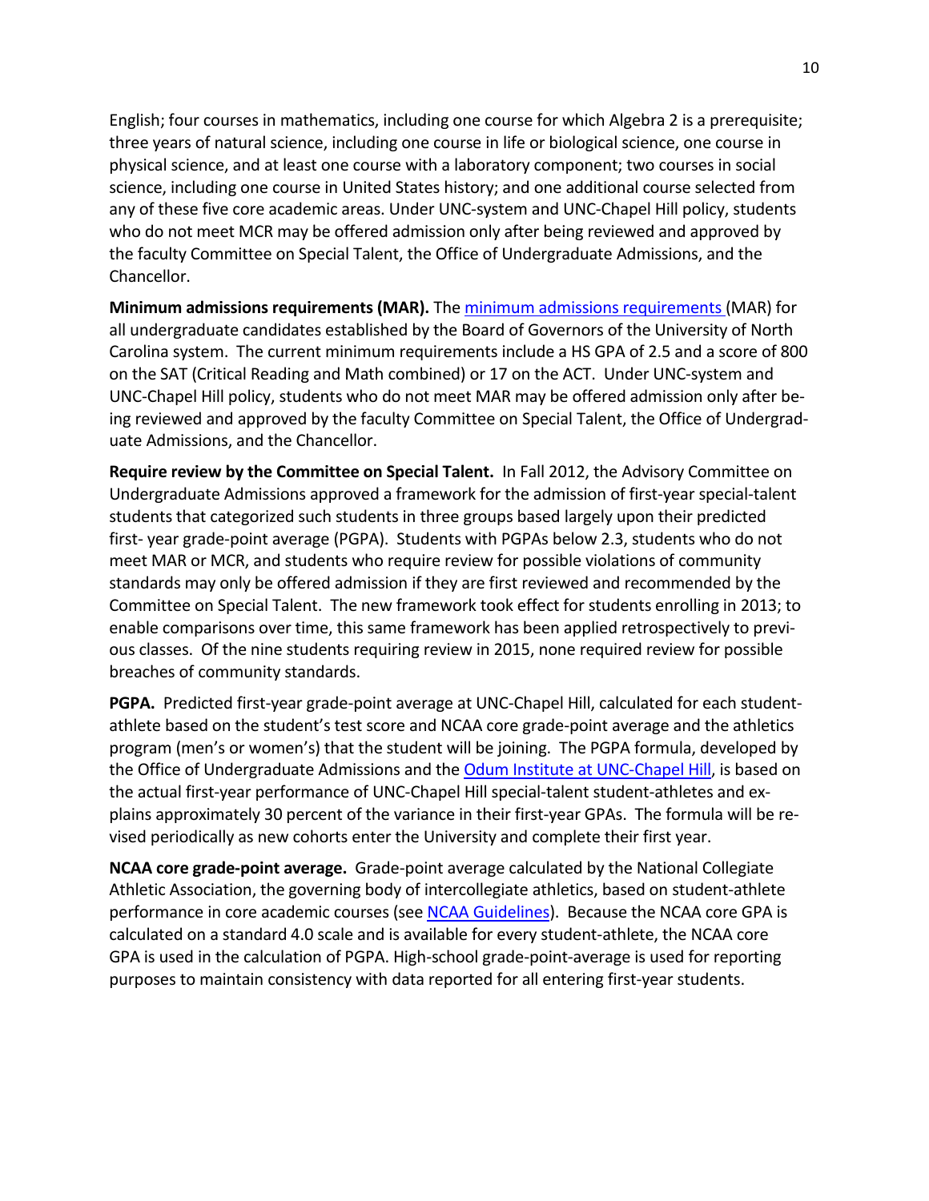English; four courses in mathematics, including one course for which Algebra 2 is a prerequisite; three years of natural science, including one course in life or biological science, one course in physical science, and at least one course with a laboratory component; two courses in social science, including one course in United States history; and one additional course selected from any of these five core academic areas. Under UNC-system and UNC-Chapel Hill policy, students who do not meet MCR may be offered admission only after being reviewed and approved by the faculty Committee on Special Talent, the Office of Undergraduate Admissions, and the Chancellor.

**Minimum admissions requirements (MAR).** The minimum admissions requirements (MAR) for all undergraduate candidates established by the Board of Governors of the University of North Carolina system. The current minimum requirements include a HS GPA of 2.5 and a score of 800 on the SAT (Critical Reading and Math combined) or 17 on the ACT. Under UNC-system and UNC-Chapel Hill policy, students who do not meet MAR may be offered admission only after being reviewed and approved by the faculty Committee on Special Talent, the Office of Undergraduate Admissions, and the Chancellor.

**Require review by the Committee on Special Talent.** In Fall 2012, the Advisory Committee on Undergraduate Admissions approved a framework for the admission of first-year special-talent students that categorized such students in three groups based largely upon their predicted first- year grade-point average (PGPA). Students with PGPAs below 2.3, students who do not meet MAR or MCR, and students who require review for possible violations of community standards may only be offered admission if they are first reviewed and recommended by the Committee on Special Talent. The new framework took effect for students enrolling in 2013; to enable comparisons over time, this same framework has been applied retrospectively to previous classes. Of the nine students requiring review in 2015, none required review for possible breaches of community standards.

**PGPA.** Predicted first-year grade-point average at UNC-Chapel Hill, calculated for each student-athlete based on the student's test score and NCAA core grade-point average and the athletics program (men's or women's) that the student will be joining. The PGPA formula, developed by the Office of Undergraduate Admissions and the Odum Institute at UNC-Chapel Hill, is based on the actual first-year performance of UNC-Chapel Hill special-talent student-athletes and explains approximately 30 percent of the variance in their first-year GPAs. The formula will be revised periodically as new cohorts enter the University and complete their first year.

**NCAA core grade-point average.** Grade-point average calculated by the National Collegiate Athletic Association, the governing body of intercollegiate athletics, based on student-athlete performance in core academic courses (see NCAA Guidelines). Because the NCAA core GPA is calculated on a standard 4.0 scale and is available for every student-athlete, the NCAA core GPA is used in the calculation of PGPA. High-school grade-point-average is used for reporting purposes to maintain consistency with data reported for all entering first-year students.